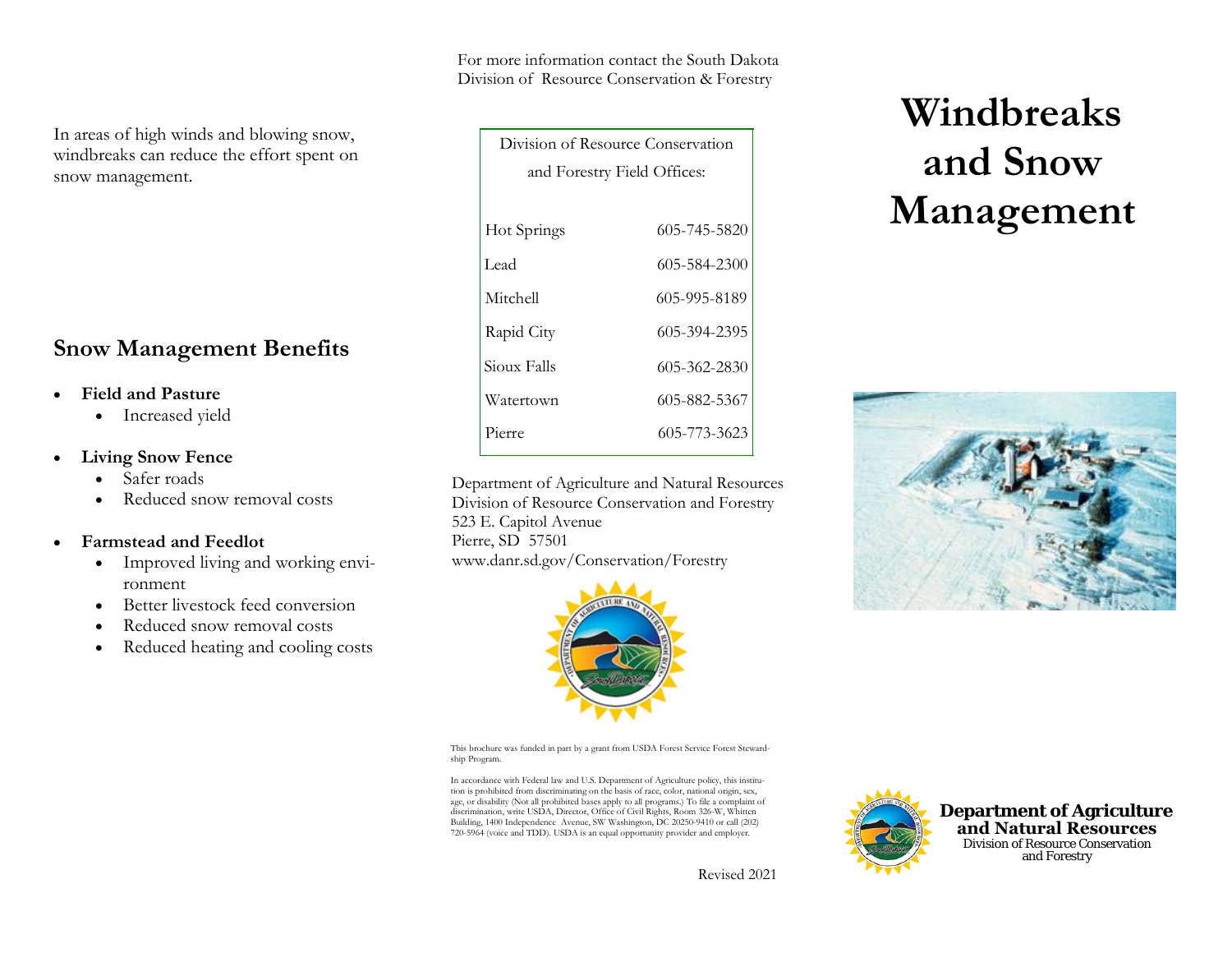In areas of high winds and blowing snow, windbreaks can reduce the effort spent on snow management.

## Snow Management Benefits

- **Field and Pasture**
  - Increased yield
- **Living Snow Fence**
  - Safer roads
  - Reduced snow removal costs
- **Farmstead and Feedlot**
  - Improved living and working environment
  - Better livestock feed conversion
  - Reduced snow removal costs
  - Reduced heating and cooling costs

For more information contact the South Dakota Division of Resource Conservation & Forestry

| Division of Resource Conservation and Forestry Field Offices: | |
|---|---|
| Hot Springs | 605-745-5820 |
| Lead | 605-584-2300 |
| Mitchell | 605-995-8189 |
| Rapid City | 605-394-2395 |
| Sioux Falls | 605-362-2830 |
| Watertown | 605-882-5367 |
| Pierre | 605-773-3623 |

Department of Agriculture and Natural Resources
Division of Resource Conservation and Forestry
523 E. Capitol Avenue
Pierre, SD 57501
www.danr.sd.gov/Conservation/Forestry

This brochure was funded in part by a grant from USDA Forest Service Forest Stewardship Program.

In accordance with Federal law and U.S. Department of Agriculture policy, this institution is prohibited from discriminating on the basis of race, color, national origin, sex, age, or disability (Not all prohibited bases apply to all programs.) To file a complaint of discrimination, write USDA, Director, Office of Civil Rights, Room 326-W, Whitten Building, 1400 Independence Avenue, SW Washington, DC 20250-9410 or call (202) 720-5964 (voice and TDD). USDA is an equal opportunity provider and employer.

Revised 2021

# Windbreaks and Snow Management

**Department of Agriculture and Natural Resources**
Division of Resource Conservation and Forestry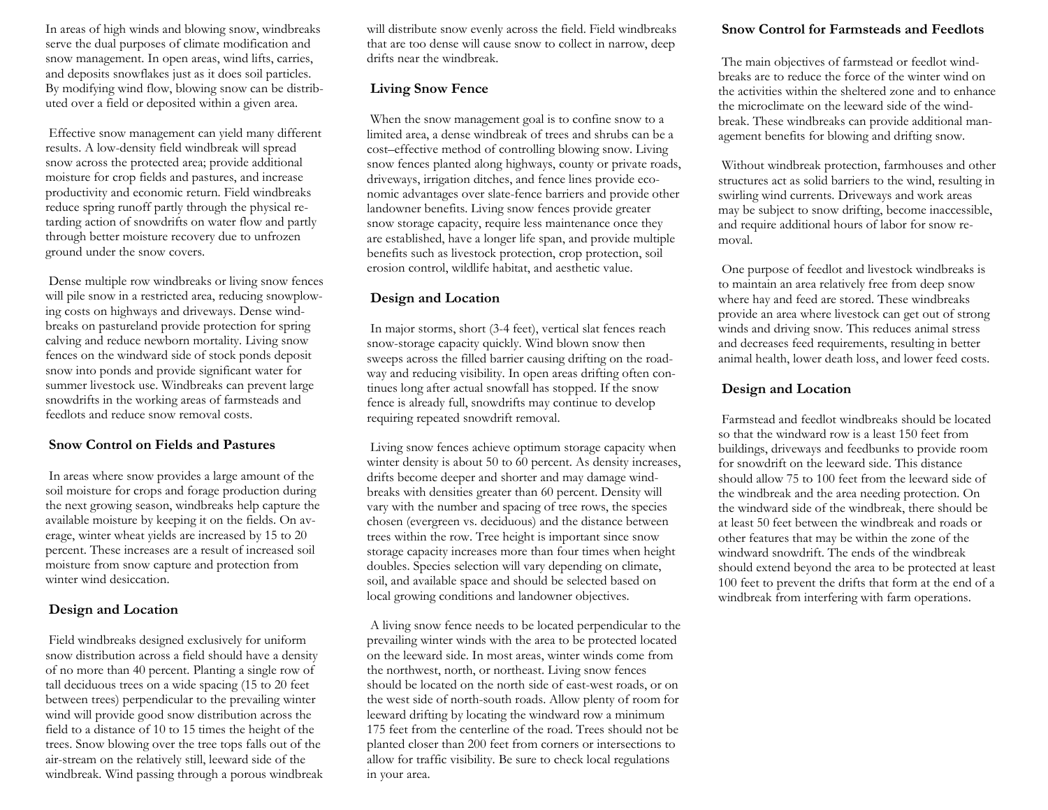In areas of high winds and blowing snow, windbreaks serve the dual purposes of climate modification and snow management. In open areas, wind lifts, carries, and deposits snowflakes just as it does soil particles. By modifying wind flow, blowing snow can be distributed over a field or deposited within a given area.

Effective snow management can yield many different results. A low-density field windbreak will spread snow across the protected area; provide additional moisture for crop fields and pastures, and increase productivity and economic return. Field windbreaks reduce spring runoff partly through the physical retarding action of snowdrifts on water flow and partly through better moisture recovery due to unfrozen ground under the snow covers.

Dense multiple row windbreaks or living snow fences will pile snow in a restricted area, reducing snowplowing costs on highways and driveways. Dense windbreaks on pastureland provide protection for spring calving and reduce newborn mortality. Living snow fences on the windward side of stock ponds deposit snow into ponds and provide significant water for summer livestock use. Windbreaks can prevent large snowdrifts in the working areas of farmsteads and feedlots and reduce snow removal costs.

### Snow Control on Fields and Pastures

In areas where snow provides a large amount of the soil moisture for crops and forage production during the next growing season, windbreaks help capture the available moisture by keeping it on the fields. On average, winter wheat yields are increased by 15 to 20 percent. These increases are a result of increased soil moisture from snow capture and protection from winter wind desiccation.

### Design and Location

Field windbreaks designed exclusively for uniform snow distribution across a field should have a density of no more than 40 percent. Planting a single row of tall deciduous trees on a wide spacing (15 to 20 feet between trees) perpendicular to the prevailing winter wind will provide good snow distribution across the field to a distance of 10 to 15 times the height of the trees. Snow blowing over the tree tops falls out of the air-stream on the relatively still, leeward side of the windbreak. Wind passing through a porous windbreak will distribute snow evenly across the field. Field windbreaks that are too dense will cause snow to collect in narrow, deep drifts near the windbreak.

### Living Snow Fence

When the snow management goal is to confine snow to a limited area, a dense windbreak of trees and shrubs can be a cost–effective method of controlling blowing snow. Living snow fences planted along highways, county or private roads, driveways, irrigation ditches, and fence lines provide economic advantages over slate-fence barriers and provide other landowner benefits. Living snow fences provide greater snow storage capacity, require less maintenance once they are established, have a longer life span, and provide multiple benefits such as livestock protection, crop protection, soil erosion control, wildlife habitat, and aesthetic value.

### Design and Location

In major storms, short (3-4 feet), vertical slat fences reach snow-storage capacity quickly. Wind blown snow then sweeps across the filled barrier causing drifting on the roadway and reducing visibility. In open areas drifting often continues long after actual snowfall has stopped. If the snow fence is already full, snowdrifts may continue to develop requiring repeated snowdrift removal.

Living snow fences achieve optimum storage capacity when winter density is about 50 to 60 percent. As density increases, drifts become deeper and shorter and may damage windbreaks with densities greater than 60 percent. Density will vary with the number and spacing of tree rows, the species chosen (evergreen vs. deciduous) and the distance between trees within the row. Tree height is important since snow storage capacity increases more than four times when height doubles. Species selection will vary depending on climate, soil, and available space and should be selected based on local growing conditions and landowner objectives.

A living snow fence needs to be located perpendicular to the prevailing winter winds with the area to be protected located on the leeward side. In most areas, winter winds come from the northwest, north, or northeast. Living snow fences should be located on the north side of east-west roads, or on the west side of north-south roads. Allow plenty of room for leeward drifting by locating the windward row a minimum 175 feet from the centerline of the road. Trees should not be planted closer than 200 feet from corners or intersections to allow for traffic visibility. Be sure to check local regulations in your area.

### Snow Control for Farmsteads and Feedlots

The main objectives of farmstead or feedlot windbreaks are to reduce the force of the winter wind on the activities within the sheltered zone and to enhance the microclimate on the leeward side of the windbreak. These windbreaks can provide additional management benefits for blowing and drifting snow.

Without windbreak protection, farmhouses and other structures act as solid barriers to the wind, resulting in swirling wind currents. Driveways and work areas may be subject to snow drifting, become inaccessible, and require additional hours of labor for snow removal.

One purpose of feedlot and livestock windbreaks is to maintain an area relatively free from deep snow where hay and feed are stored. These windbreaks provide an area where livestock can get out of strong winds and driving snow. This reduces animal stress and decreases feed requirements, resulting in better animal health, lower death loss, and lower feed costs.

### Design and Location

Farmstead and feedlot windbreaks should be located so that the windward row is a least 150 feet from buildings, driveways and feedbunks to provide room for snowdrift on the leeward side. This distance should allow 75 to 100 feet from the leeward side of the windbreak and the area needing protection. On the windward side of the windbreak, there should be at least 50 feet between the windbreak and roads or other features that may be within the zone of the windward snowdrift. The ends of the windbreak should extend beyond the area to be protected at least 100 feet to prevent the drifts that form at the end of a windbreak from interfering with farm operations.